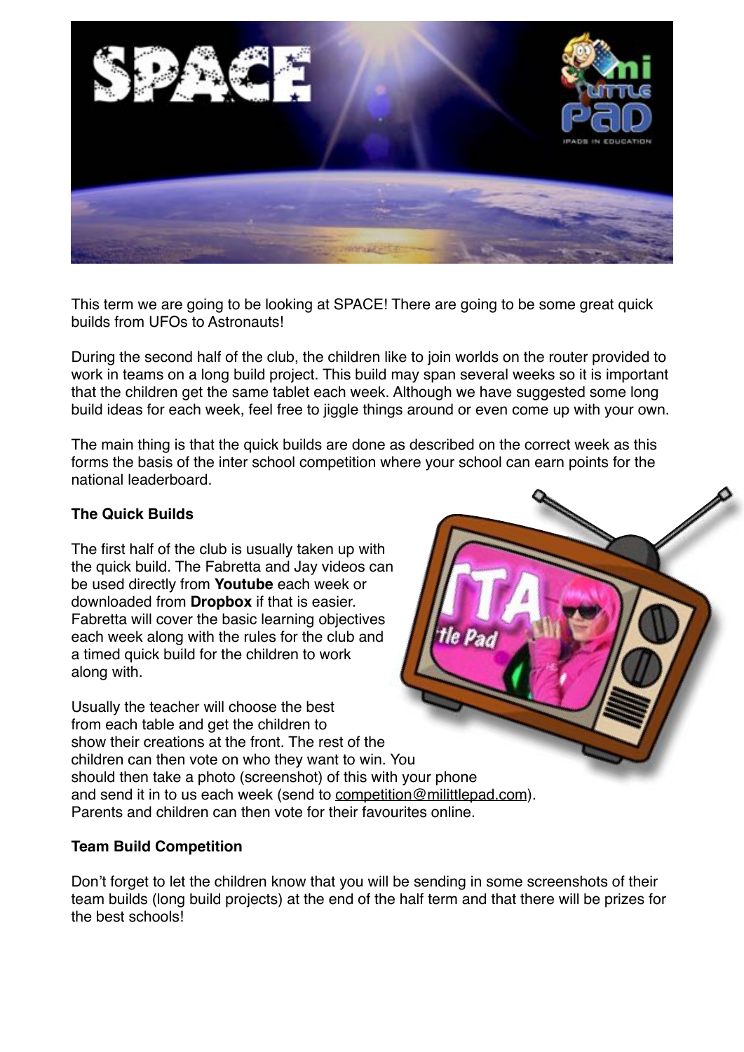This term we are going to be looking at SPACE! There are going to be some great quick builds from UFOs to Astronauts!

During the second half of the club, the children like to join worlds on the router provided to work in teams on a long build project. This build may span several weeks so it is important that the children get the same tablet each week. Although we have suggested some long build ideas for each week, feel free to jiggle things around or even come up with your own.

The main thing is that the quick builds are done as described on the correct week as this forms the basis of the inter school competition where your school can earn points for the national leaderboard.

**The Quick Builds**

The first half of the club is usually taken up with the quick build. The Fabretta and Jay videos can be used directly from **Youtube** each week or downloaded from **Dropbox** if that is easier. Fabretta will cover the basic learning objectives each week along with the rules for the club and a timed quick build for the children to work along with.

Usually the teacher will choose the best from each table and get the children to show their creations at the front. The rest of the children can then vote on who they want to win. You should then take a photo (screenshot) of this with your phone and send it in to us each week (send to competition@milittlepad.com). Parents and children can then vote for their favourites online.

**Team Build Competition**

Don't forget to let the children know that you will be sending in some screenshots of their team builds (long build projects) at the end of the half term and that there will be prizes for the best schools!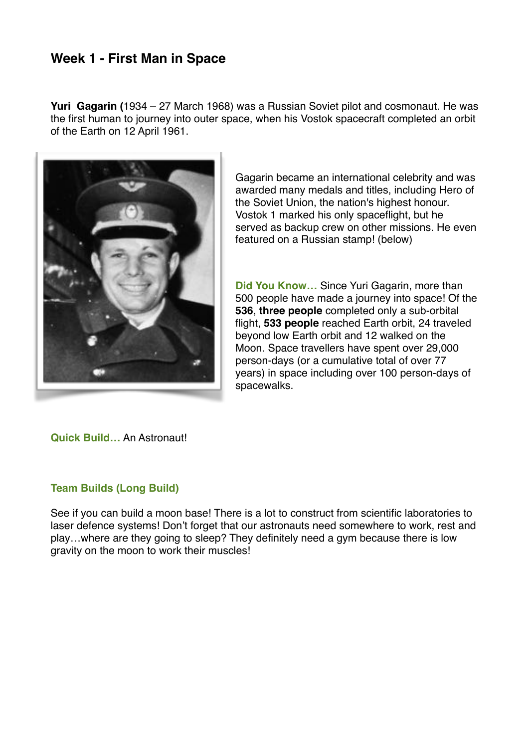## Week 1 - First Man in Space

**Yuri Gagarin (**1934 – 27 March 1968) was a Russian Soviet pilot and cosmonaut. He was the first human to journey into outer space, when his Vostok spacecraft completed an orbit of the Earth on 12 April 1961.

Gagarin became an international celebrity and was awarded many medals and titles, including Hero of the Soviet Union, the nation's highest honour. Vostok 1 marked his only spaceflight, but he served as backup crew on other missions. He even featured on a Russian stamp! (below)

**Did You Know…** Since Yuri Gagarin, more than 500 people have made a journey into space! Of the **536**, **three people** completed only a sub-orbital flight, **533 people** reached Earth orbit, 24 traveled beyond low Earth orbit and 12 walked on the Moon. Space travellers have spent over 29,000 person-days (or a cumulative total of over 77 years) in space including over 100 person-days of spacewalks.

**Quick Build…** An Astronaut!

### Team Builds (Long Build)

See if you can build a moon base! There is a lot to construct from scientific laboratories to laser defence systems! Don't forget that our astronauts need somewhere to work, rest and play…where are they going to sleep? They definitely need a gym because there is low gravity on the moon to work their muscles!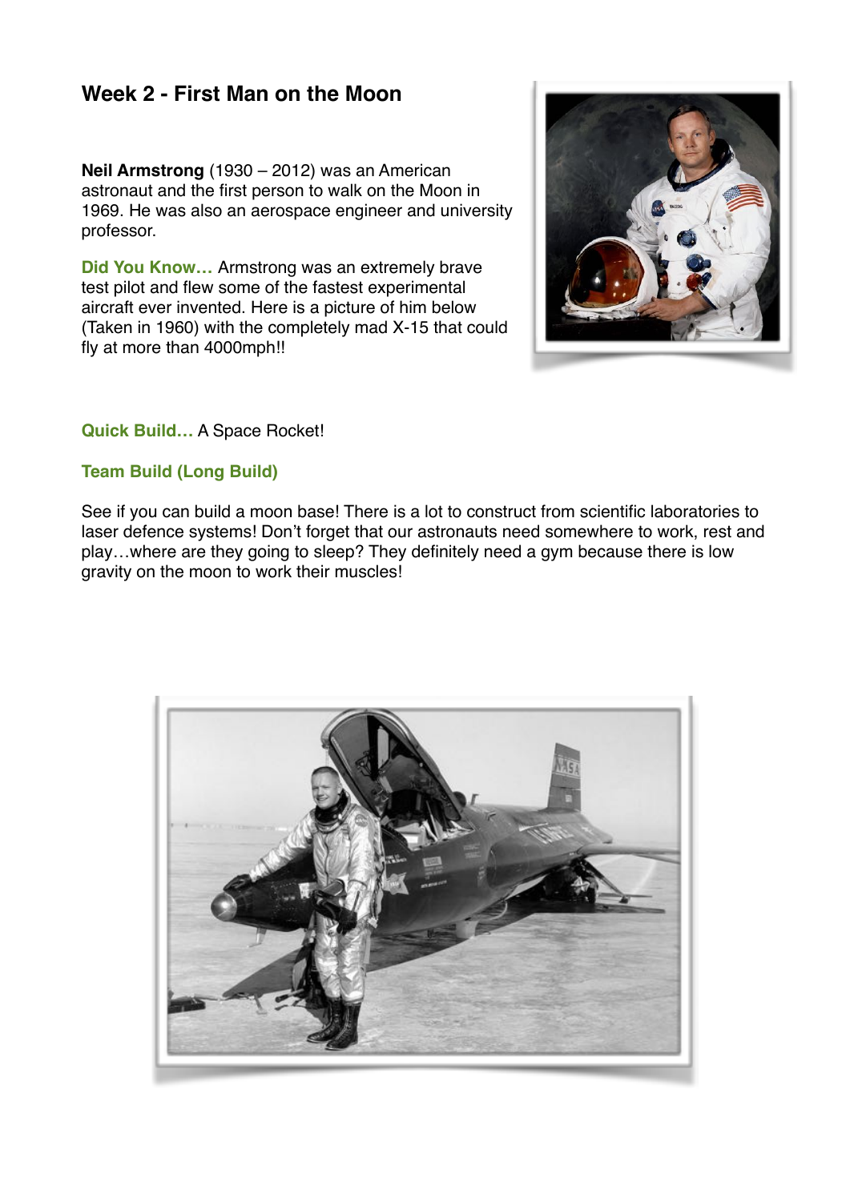## Week 2 - First Man on the Moon

**Neil Armstrong** (1930 – 2012) was an American astronaut and the first person to walk on the Moon in 1969. He was also an aerospace engineer and university professor.

**Did You Know…** Armstrong was an extremely brave test pilot and flew some of the fastest experimental aircraft ever invented. Here is a picture of him below (Taken in 1960) with the completely mad X-15 that could fly at more than 4000mph!!

**Quick Build…** A Space Rocket!

**Team Build (Long Build)**

See if you can build a moon base! There is a lot to construct from scientific laboratories to laser defence systems! Don't forget that our astronauts need somewhere to work, rest and play…where are they going to sleep? They definitely need a gym because there is low gravity on the moon to work their muscles!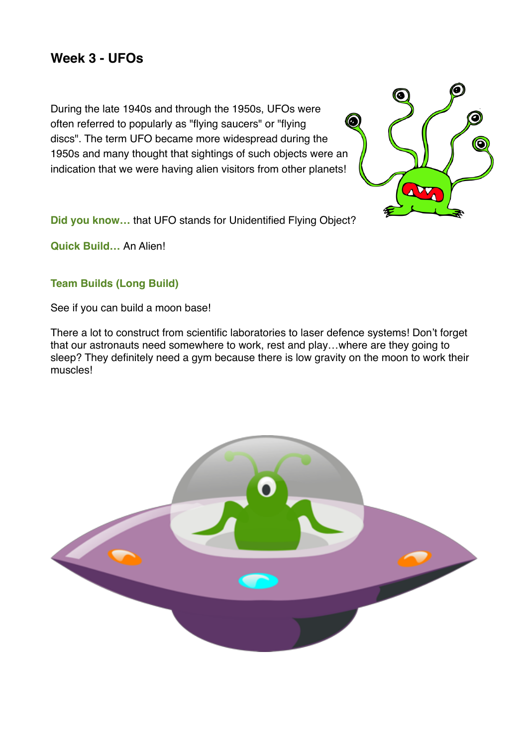## Week 3 - UFOs

During the late 1940s and through the 1950s, UFOs were often referred to popularly as "flying saucers" or "flying discs". The term UFO became more widespread during the 1950s and many thought that sightings of such objects were an indication that we were having alien visitors from other planets!

**Did you know…** that UFO stands for Unidentified Flying Object?

**Quick Build…** An Alien!

### Team Builds (Long Build)

See if you can build a moon base!

There a lot to construct from scientific laboratories to laser defence systems! Don't forget that our astronauts need somewhere to work, rest and play…where are they going to sleep? They definitely need a gym because there is low gravity on the moon to work their muscles!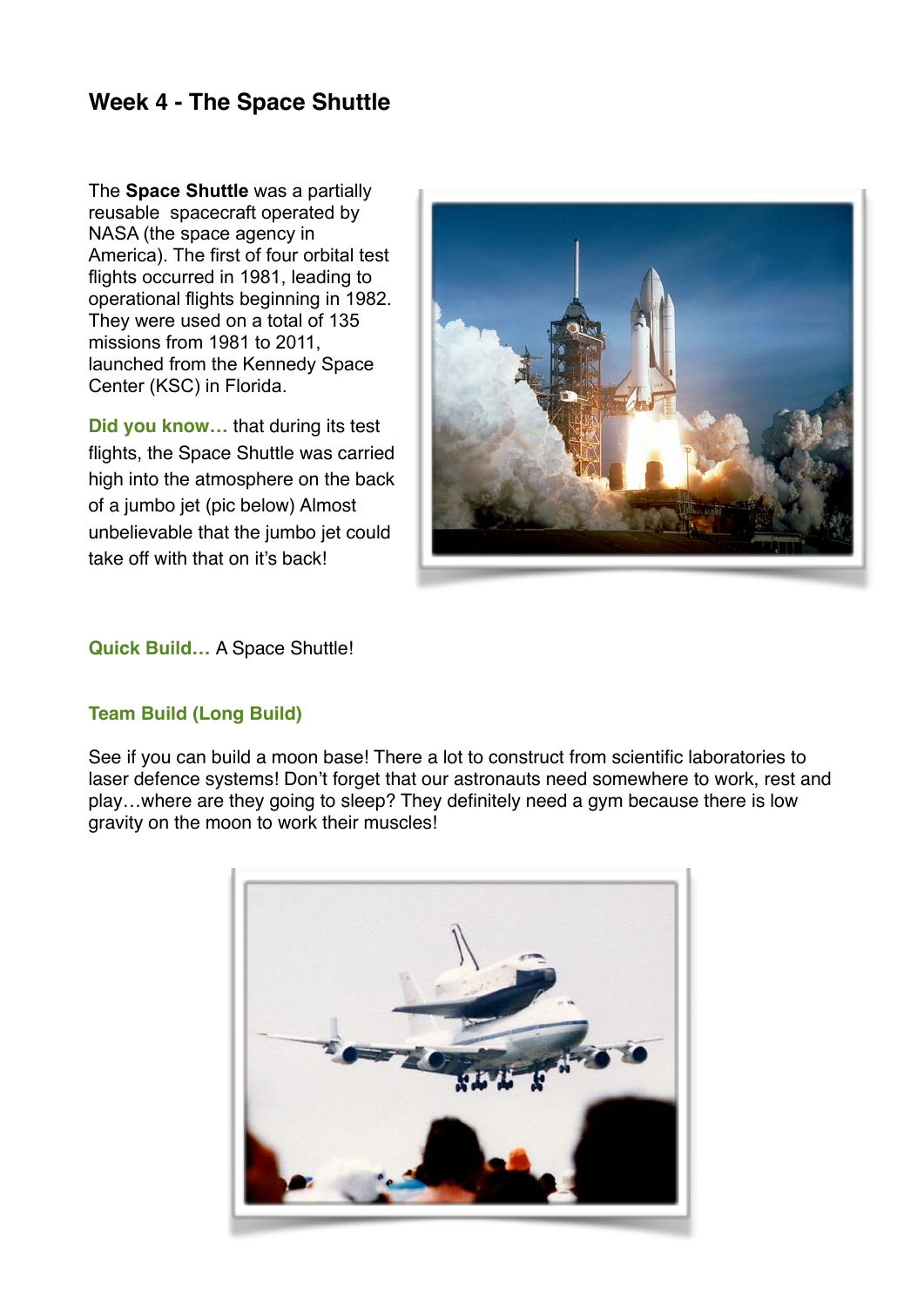# Week 4 - The Space Shuttle

The **Space Shuttle** was a partially reusable spacecraft operated by NASA (the space agency in America). The first of four orbital test flights occurred in 1981, leading to operational flights beginning in 1982. They were used on a total of 135 missions from 1981 to 2011, launched from the Kennedy Space Center (KSC) in Florida.

**Did you know…** that during its test flights, the Space Shuttle was carried high into the atmosphere on the back of a jumbo jet (pic below) Almost unbelievable that the jumbo jet could take off with that on it's back!

**Quick Build…** A Space Shuttle!

**Team Build (Long Build)**

See if you can build a moon base! There a lot to construct from scientific laboratories to laser defence systems! Don't forget that our astronauts need somewhere to work, rest and play…where are they going to sleep? They definitely need a gym because there is low gravity on the moon to work their muscles!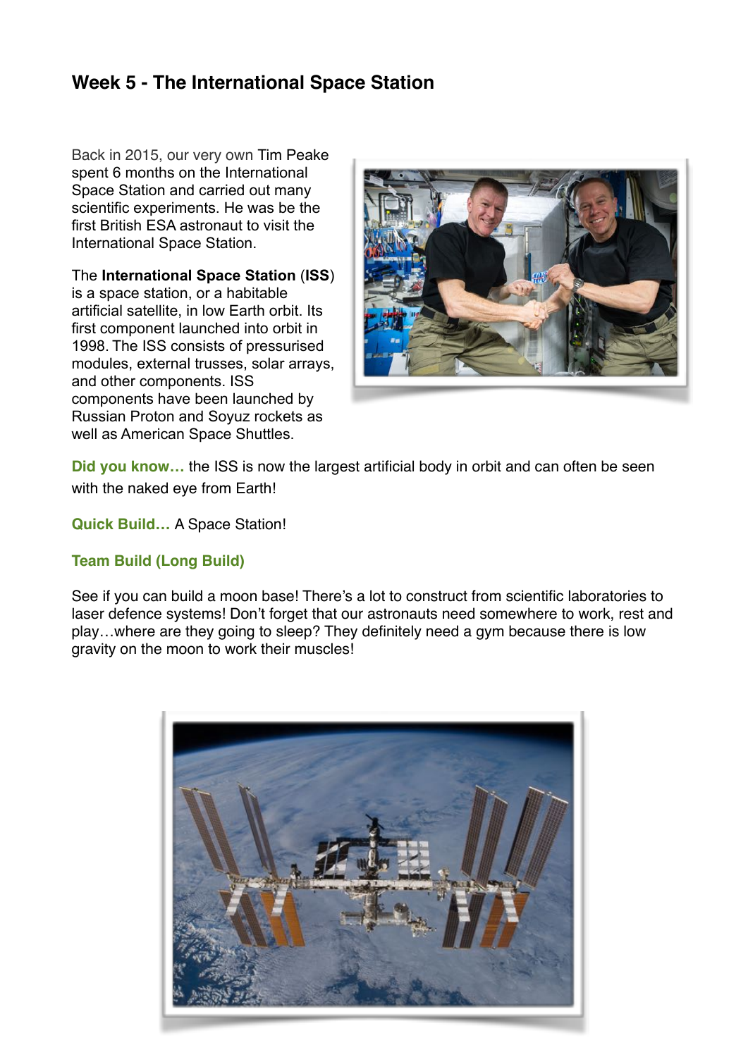# Week 5 - The International Space Station

Back in 2015, our very own Tim Peake spent 6 months on the International Space Station and carried out many scientific experiments. He was be the first British ESA astronaut to visit the International Space Station.

The **International Space Station** (**ISS**) is a space station, or a habitable artificial satellite, in low Earth orbit. Its first component launched into orbit in 1998. The ISS consists of pressurised modules, external trusses, solar arrays, and other components. ISS components have been launched by Russian Proton and Soyuz rockets as well as American Space Shuttles.

**Did you know…** the ISS is now the largest artificial body in orbit and can often be seen with the naked eye from Earth!

**Quick Build…** A Space Station!

**Team Build (Long Build)**

See if you can build a moon base! There's a lot to construct from scientific laboratories to laser defence systems! Don't forget that our astronauts need somewhere to work, rest and play…where are they going to sleep? They definitely need a gym because there is low gravity on the moon to work their muscles!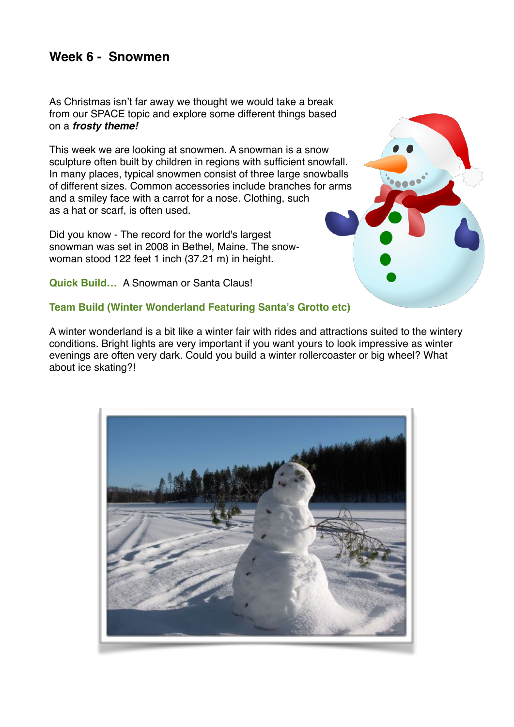## Week 6 - Snowmen

As Christmas isn't far away we thought we would take a break from our SPACE topic and explore some different things based on a ***frosty theme!***

This week we are looking at snowmen. A snowman is a snow sculpture often built by children in regions with sufficient snowfall. In many places, typical snowmen consist of three large snowballs of different sizes. Common accessories include branches for arms and a smiley face with a carrot for a nose. Clothing, such as a hat or scarf, is often used.

Did you know - The record for the world's largest snowman was set in 2008 in Bethel, Maine. The snow-woman stood 122 feet 1 inch (37.21 m) in height.

**Quick Build…** A Snowman or Santa Claus!

**Team Build (Winter Wonderland Featuring Santa's Grotto etc)**

A winter wonderland is a bit like a winter fair with rides and attractions suited to the wintery conditions. Bright lights are very important if you want yours to look impressive as winter evenings are often very dark. Could you build a winter rollercoaster or big wheel? What about ice skating?!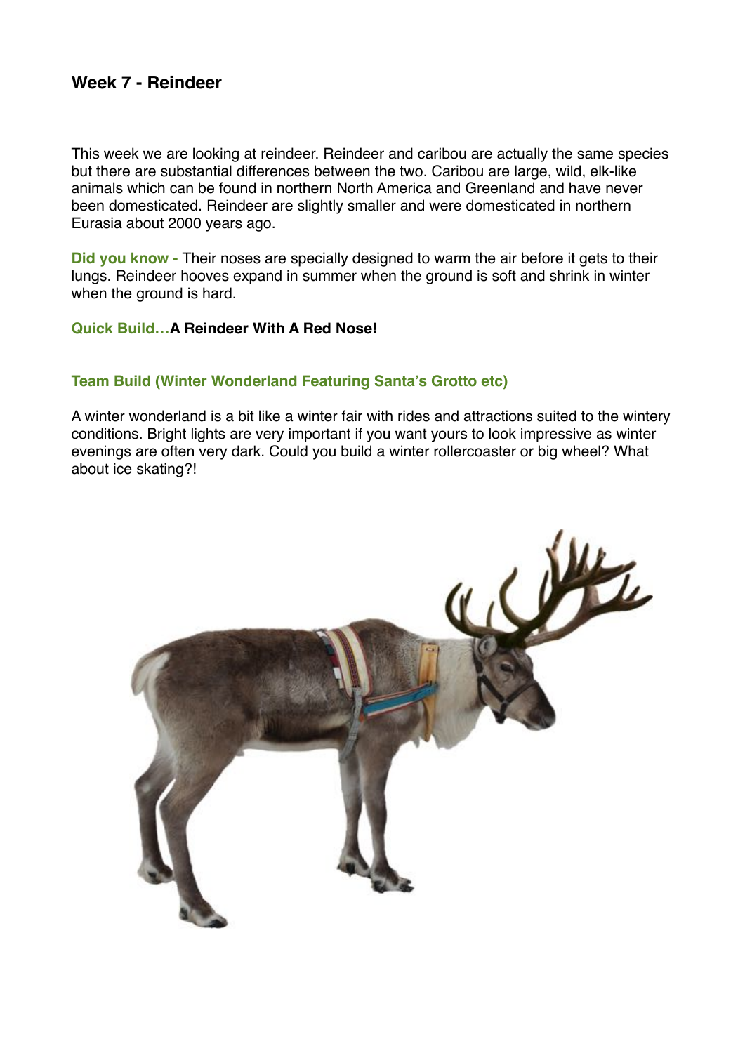## Week 7 - Reindeer

This week we are looking at reindeer. Reindeer and caribou are actually the same species but there are substantial differences between the two. Caribou are large, wild, elk-like animals which can be found in northern North America and Greenland and have never been domesticated. Reindeer are slightly smaller and were domesticated in northern Eurasia about 2000 years ago.

**Did you know -** Their noses are specially designed to warm the air before it gets to their lungs. Reindeer hooves expand in summer when the ground is soft and shrink in winter when the ground is hard.

**Quick Build…A Reindeer With A Red Nose!**

### Team Build (Winter Wonderland Featuring Santa's Grotto etc)

A winter wonderland is a bit like a winter fair with rides and attractions suited to the wintery conditions. Bright lights are very important if you want yours to look impressive as winter evenings are often very dark. Could you build a winter rollercoaster or big wheel? What about ice skating?!